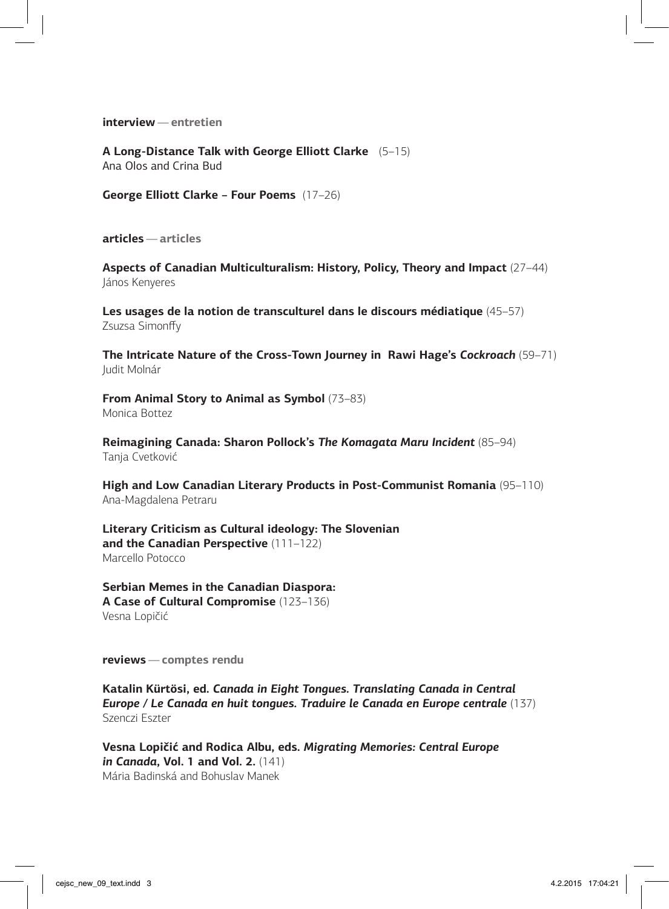**interview** — **entretien**

**A Long-Distance Talk with George Elliott Clarke** (5–15)
Ana Olos and Crina Bud

**George Elliott Clarke – Four Poems** (17–26)

**articles** — **articles**

**Aspects of Canadian Multiculturalism: History, Policy, Theory and Impact** (27–44)
János Kenyeres

**Les usages de la notion de transculturel dans le discours médiatique** (45–57)
Zsuzsa Simonffy

**The Intricate Nature of the Cross-Town Journey in Rawi Hage's *Cockroach*** (59–71)
Judit Molnár

**From Animal Story to Animal as Symbol** (73–83)
Monica Bottez

**Reimagining Canada: Sharon Pollock's *The Komagata Maru Incident*** (85–94)
Tanja Cvetković

**High and Low Canadian Literary Products in Post-Communist Romania** (95–110)
Ana-Magdalena Petraru

**Literary Criticism as Cultural ideology: The Slovenian and the Canadian Perspective** (111–122)
Marcello Potocco

**Serbian Memes in the Canadian Diaspora: A Case of Cultural Compromise** (123–136)
Vesna Lopičić

**reviews** — **comptes rendu**

**Katalin Kürtösi, ed. *Canada in Eight Tongues. Translating Canada in Central Europe / Le Canada en huit tongues. Traduire le Canada en Europe centrale*** (137)
Szenczi Eszter

**Vesna Lopičić and Rodica Albu, eds. *Migrating Memories: Central Europe in Canada*, Vol. 1 and Vol. 2.** (141)
Mária Badinská and Bohuslav Manek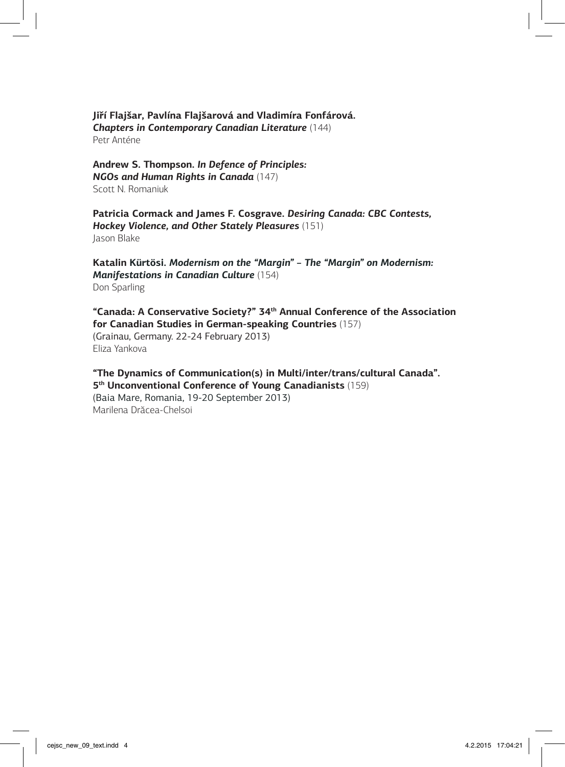**Jiří Flajšar, Pavlína Flajšarová and Vladimíra Fonfárová.**
***Chapters in Contemporary Canadian Literature*** (144)
Petr Anténe

**Andrew S. Thompson. *In Defence of Principles: NGOs and Human Rights in Canada*** (147)
Scott N. Romaniuk

**Patricia Cormack and James F. Cosgrave. *Desiring Canada: CBC Contests, Hockey Violence, and Other Stately Pleasures*** (151)
Jason Blake

**Katalin Kürtösi. *Modernism on the "Margin" – The "Margin" on Modernism: Manifestations in Canadian Culture*** (154)
Don Sparling

**"Canada: A Conservative Society?" 34th Annual Conference of the Association for Canadian Studies in German-speaking Countries** (157)
(Grainau, Germany. 22-24 February 2013)
Eliza Yankova

**"The Dynamics of Communication(s) in Multi/inter/trans/cultural Canada". 5th Unconventional Conference of Young Canadianists** (159)
(Baia Mare, Romania, 19-20 September 2013)
Marilena Drăcea-Chelsoi